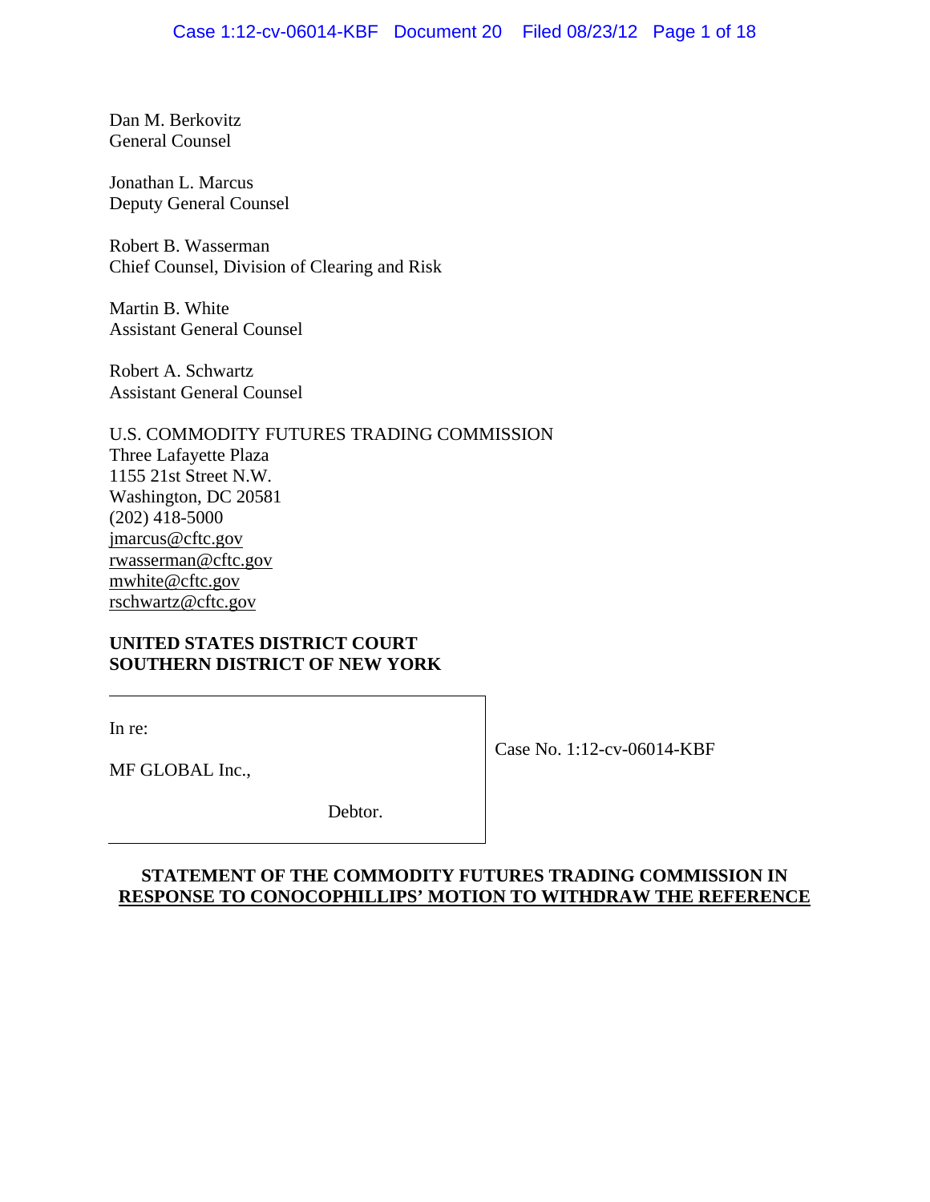Dan M. Berkovitz
General Counsel

Jonathan L. Marcus
Deputy General Counsel

Robert B. Wasserman
Chief Counsel, Division of Clearing and Risk

Martin B. White
Assistant General Counsel

Robert A. Schwartz
Assistant General Counsel

U.S. COMMODITY FUTURES TRADING COMMISSION
Three Lafayette Plaza
1155 21st Street N.W.
Washington, DC 20581
(202) 418-5000
jmarcus@cftc.gov
rwasserman@cftc.gov
mwhite@cftc.gov
rschwartz@cftc.gov

**UNITED STATES DISTRICT COURT**
**SOUTHERN DISTRICT OF NEW YORK**

| | |
|---|---|
| In re:<br><br>MF GLOBAL Inc.,<br><br>Debtor. | Case No. 1:12-cv-06014-KBF |

**STATEMENT OF THE COMMODITY FUTURES TRADING COMMISSION IN RESPONSE TO CONOCOPHILLIPS' MOTION TO WITHDRAW THE REFERENCE**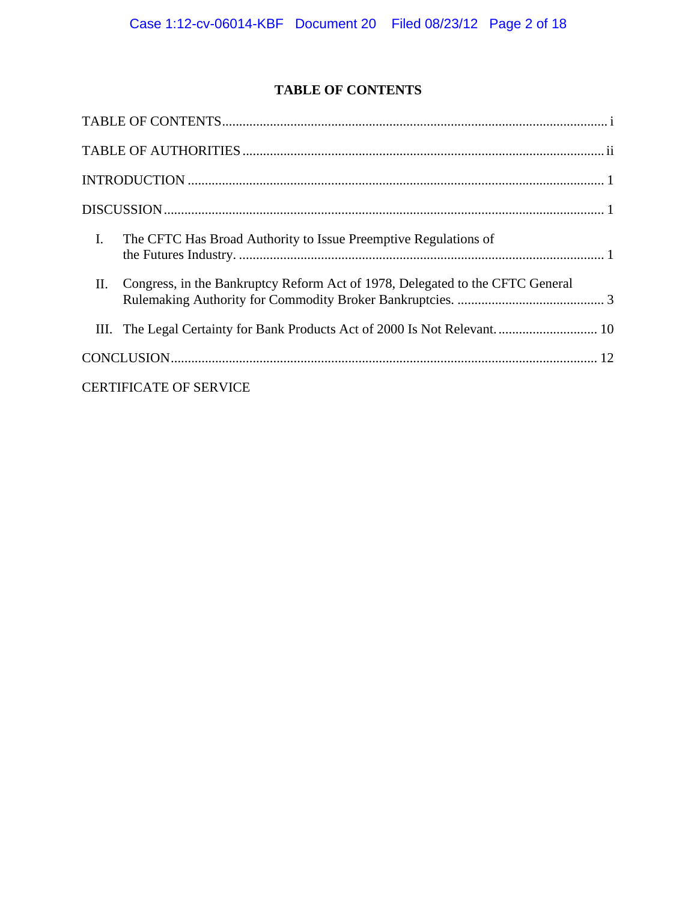# TABLE OF CONTENTS

TABLE OF CONTENTS ........................................................................................................ i

TABLE OF AUTHORITIES ................................................................................................ ii

INTRODUCTION ................................................................................................................ 1

DISCUSSION ....................................................................................................................... 1

I. The CFTC Has Broad Authority to Issue Preemptive Regulations of the Futures Industry. .......................................................................................................... 1

II. Congress, in the Bankruptcy Reform Act of 1978, Delegated to the CFTC General Rulemaking Authority for Commodity Broker Bankruptcies. ........................................... 3

III. The Legal Certainty for Bank Products Act of 2000 Is Not Relevant. ............................. 10

CONCLUSION .................................................................................................................... 12

CERTIFICATE OF SERVICE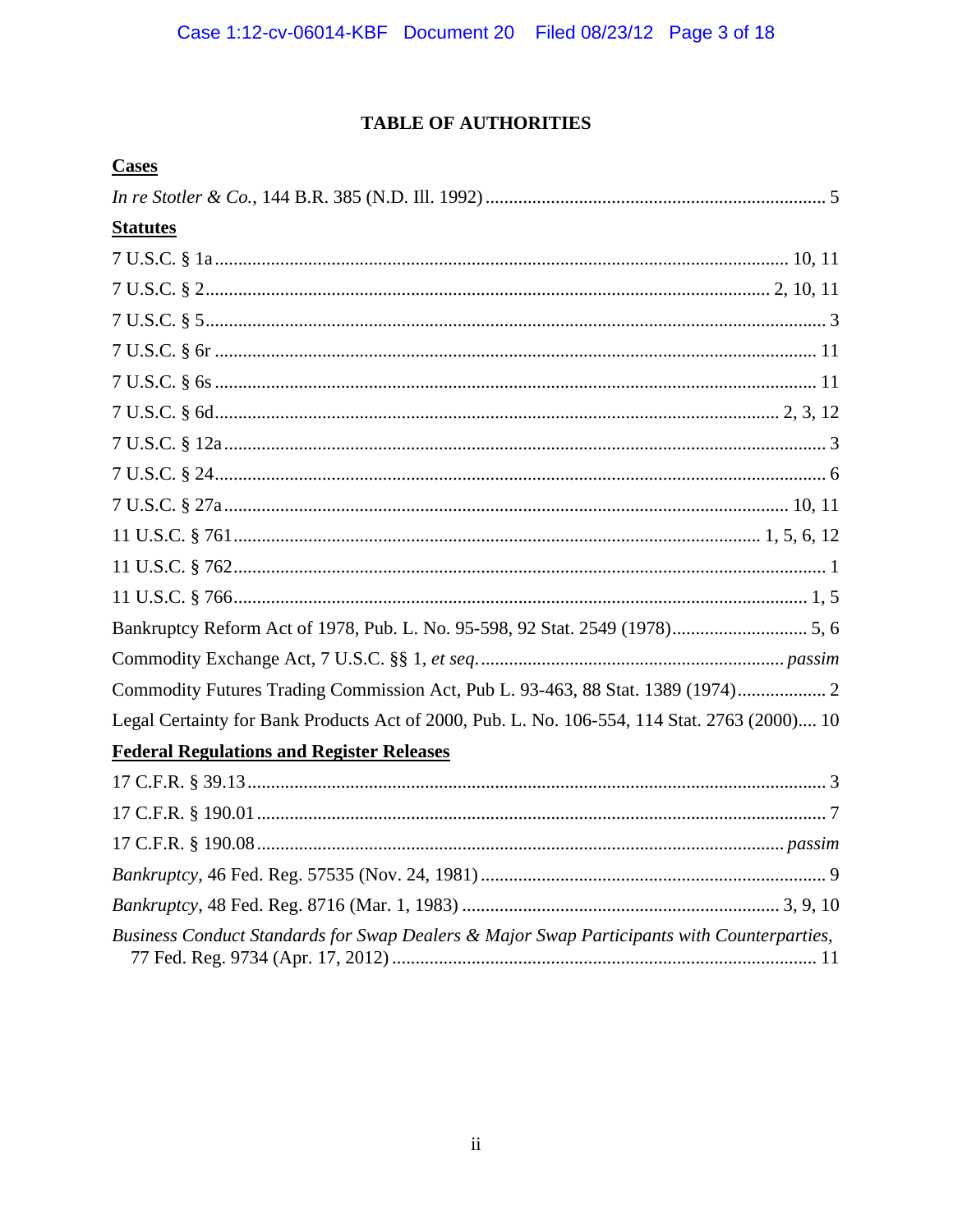# TABLE OF AUTHORITIES

**Cases**

*In re Stotler & Co.*, 144 B.R. 385 (N.D. Ill. 1992) ........................................................................ 5

**Statutes**

7 U.S.C. § 1a ........................................................................................................................ 10, 11

7 U.S.C. § 2 ...................................................................................................................... 2, 10, 11

7 U.S.C. § 5 .................................................................................................................................. 3

7 U.S.C. § 6r ............................................................................................................................... 11

7 U.S.C. § 6s ............................................................................................................................... 11

7 U.S.C. § 6d .......................................................................................................................2, 3, 12

7 U.S.C. § 12a .............................................................................................................................. 3

7 U.S.C. § 24 ................................................................................................................................ 6

7 U.S.C. § 27a ..................................................................................................................... 10, 11

11 U.S.C. § 761 ............................................................................................................ 1, 5, 6, 12

11 U.S.C. § 762 ............................................................................................................................ 1

11 U.S.C. § 766 ........................................................................................................................ 1, 5

Bankruptcy Reform Act of 1978, Pub. L. No. 95-598, 92 Stat. 2549 (1978) ............................ 5, 6

Commodity Exchange Act, 7 U.S.C. §§ 1, *et seq.* ................................................................ *passim*

Commodity Futures Trading Commission Act, Pub L. 93-463, 88 Stat. 1389 (1974) .................. 2

Legal Certainty for Bank Products Act of 2000, Pub. L. No. 106-554, 114 Stat. 2763 (2000).... 10

**Federal Regulations and Register Releases**

17 C.F.R. § 39.13 .......................................................................................................................... 3

17 C.F.R. § 190.01 ........................................................................................................................ 7

17 C.F.R. § 190.08 ............................................................................................................... *passim*

*Bankruptcy*, 46 Fed. Reg. 57535 (Nov. 24, 1981) ......................................................................... 9

*Bankruptcy*, 48 Fed. Reg. 8716 (Mar. 1, 1983) ................................................................... 3, 9, 10

*Business Conduct Standards for Swap Dealers & Major Swap Participants with Counterparties*, 77 Fed. Reg. 9734 (Apr. 17, 2012) ........................................................................................... 11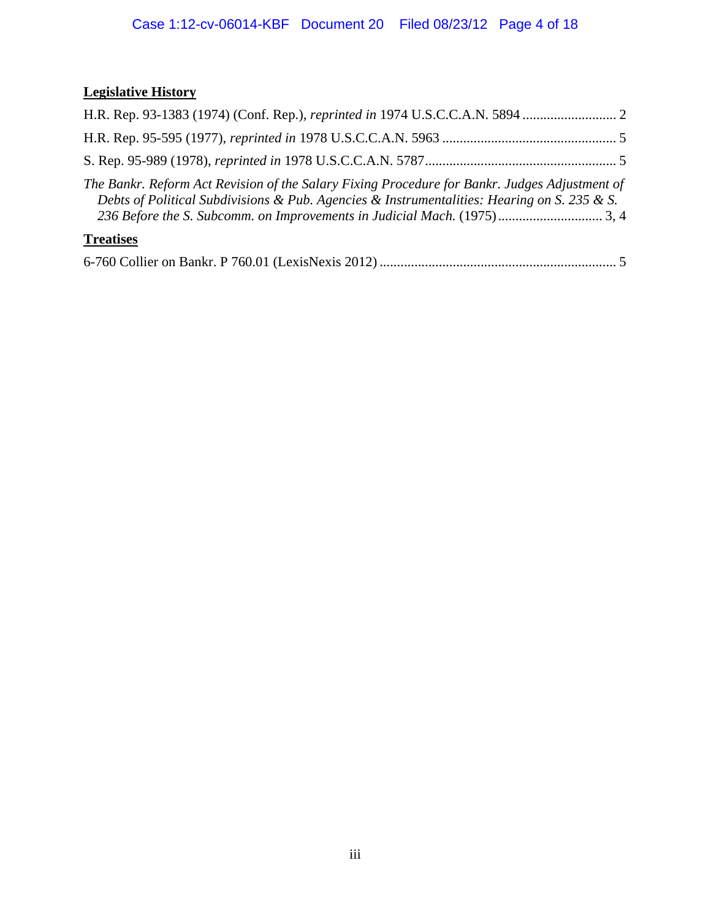**Legislative History**

H.R. Rep. 93-1383 (1974) (Conf. Rep.), *reprinted in* 1974 U.S.C.C.A.N. 5894 ........................... 2

H.R. Rep. 95-595 (1977), *reprinted in* 1978 U.S.C.C.A.N. 5963 .................................................. 5

S. Rep. 95-989 (1978), *reprinted in* 1978 U.S.C.C.A.N. 5787....................................................... 5

*The Bankr. Reform Act Revision of the Salary Fixing Procedure for Bankr. Judges Adjustment of Debts of Political Subdivisions & Pub. Agencies & Instrumentalities: Hearing on S. 235 & S. 236 Before the S. Subcomm. on Improvements in Judicial Mach.* (1975) .............................. 3, 4

**Treatises**

6-760 Collier on Bankr. P 760.01 (LexisNexis 2012) .................................................................... 5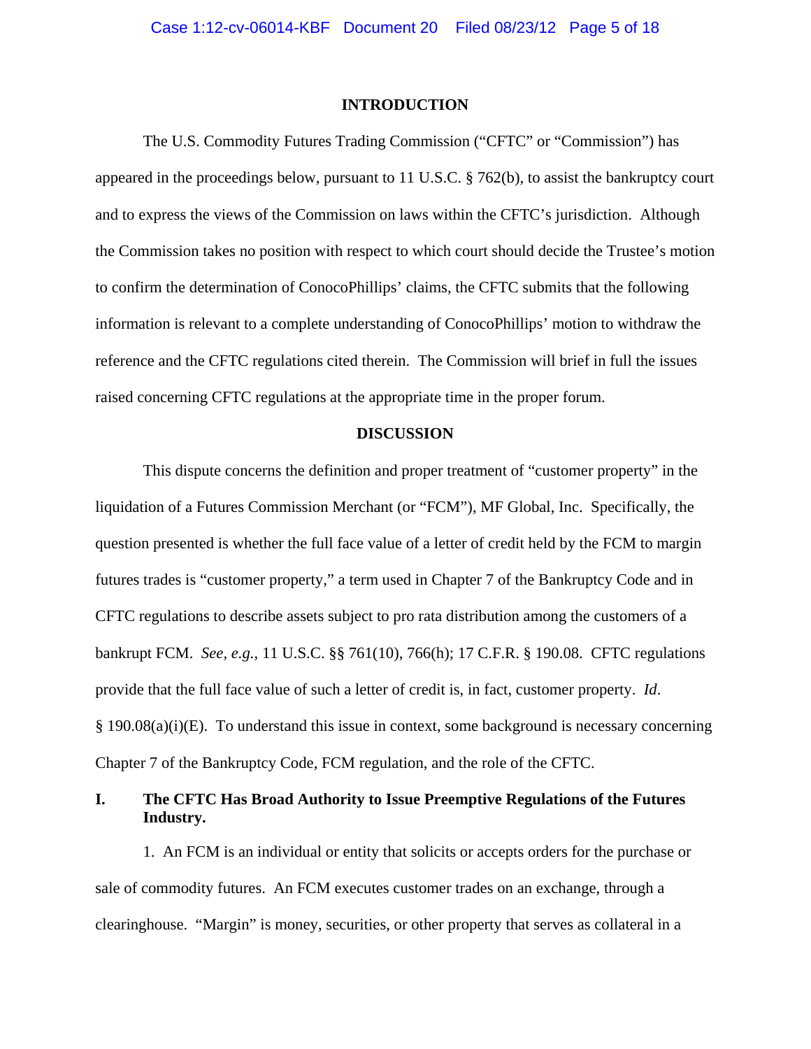## INTRODUCTION

The U.S. Commodity Futures Trading Commission ("CFTC" or "Commission") has appeared in the proceedings below, pursuant to 11 U.S.C. § 762(b), to assist the bankruptcy court and to express the views of the Commission on laws within the CFTC's jurisdiction. Although the Commission takes no position with respect to which court should decide the Trustee's motion to confirm the determination of ConocoPhillips' claims, the CFTC submits that the following information is relevant to a complete understanding of ConocoPhillips' motion to withdraw the reference and the CFTC regulations cited therein. The Commission will brief in full the issues raised concerning CFTC regulations at the appropriate time in the proper forum.

## DISCUSSION

This dispute concerns the definition and proper treatment of "customer property" in the liquidation of a Futures Commission Merchant (or "FCM"), MF Global, Inc. Specifically, the question presented is whether the full face value of a letter of credit held by the FCM to margin futures trades is "customer property," a term used in Chapter 7 of the Bankruptcy Code and in CFTC regulations to describe assets subject to pro rata distribution among the customers of a bankrupt FCM. *See, e.g.*, 11 U.S.C. §§ 761(10), 766(h); 17 C.F.R. § 190.08. CFTC regulations provide that the full face value of such a letter of credit is, in fact, customer property. *Id.* § 190.08(a)(i)(E). To understand this issue in context, some background is necessary concerning Chapter 7 of the Bankruptcy Code, FCM regulation, and the role of the CFTC.

### I. The CFTC Has Broad Authority to Issue Preemptive Regulations of the Futures Industry.

1. An FCM is an individual or entity that solicits or accepts orders for the purchase or sale of commodity futures. An FCM executes customer trades on an exchange, through a clearinghouse. "Margin" is money, securities, or other property that serves as collateral in a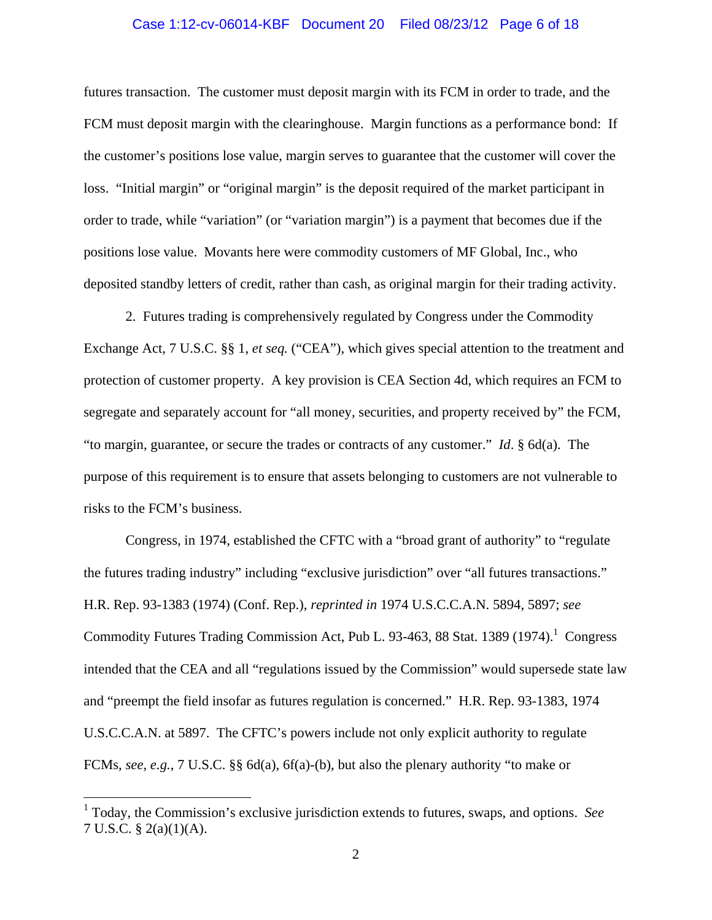futures transaction. The customer must deposit margin with its FCM in order to trade, and the FCM must deposit margin with the clearinghouse. Margin functions as a performance bond: If the customer's positions lose value, margin serves to guarantee that the customer will cover the loss. "Initial margin" or "original margin" is the deposit required of the market participant in order to trade, while "variation" (or "variation margin") is a payment that becomes due if the positions lose value. Movants here were commodity customers of MF Global, Inc., who deposited standby letters of credit, rather than cash, as original margin for their trading activity.

2. Futures trading is comprehensively regulated by Congress under the Commodity Exchange Act, 7 U.S.C. §§ 1, *et seq.* ("CEA"), which gives special attention to the treatment and protection of customer property. A key provision is CEA Section 4d, which requires an FCM to segregate and separately account for "all money, securities, and property received by" the FCM, "to margin, guarantee, or secure the trades or contracts of any customer." *Id*. § 6d(a). The purpose of this requirement is to ensure that assets belonging to customers are not vulnerable to risks to the FCM's business.

Congress, in 1974, established the CFTC with a "broad grant of authority" to "regulate the futures trading industry" including "exclusive jurisdiction" over "all futures transactions." H.R. Rep. 93-1383 (1974) (Conf. Rep.), *reprinted in* 1974 U.S.C.C.A.N. 5894, 5897; *see* Commodity Futures Trading Commission Act, Pub L. 93-463, 88 Stat. 1389 (1974).[1] Congress intended that the CEA and all "regulations issued by the Commission" would supersede state law and "preempt the field insofar as futures regulation is concerned." H.R. Rep. 93-1383, 1974 U.S.C.C.A.N. at 5897. The CFTC's powers include not only explicit authority to regulate FCMs, *see, e.g.*, 7 U.S.C. §§ 6d(a), 6f(a)-(b), but also the plenary authority "to make or

[1] Today, the Commission's exclusive jurisdiction extends to futures, swaps, and options. *See* 7 U.S.C. § 2(a)(1)(A).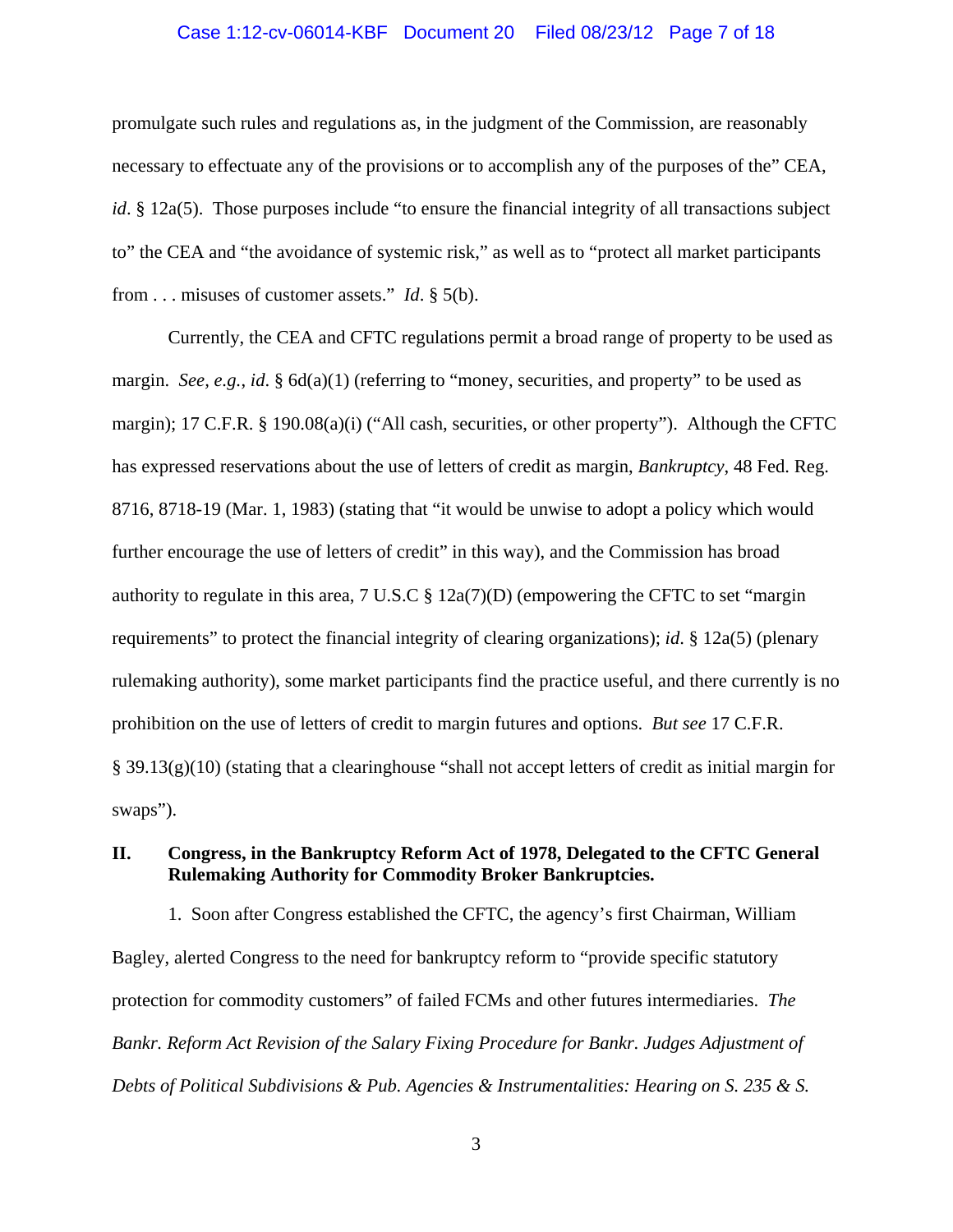promulgate such rules and regulations as, in the judgment of the Commission, are reasonably necessary to effectuate any of the provisions or to accomplish any of the purposes of the" CEA, *id*. § 12a(5). Those purposes include "to ensure the financial integrity of all transactions subject to" the CEA and "the avoidance of systemic risk," as well as to "protect all market participants from . . . misuses of customer assets." *Id*. § 5(b).

Currently, the CEA and CFTC regulations permit a broad range of property to be used as margin. *See, e.g.*, *id*. § 6d(a)(1) (referring to "money, securities, and property" to be used as margin); 17 C.F.R. § 190.08(a)(i) ("All cash, securities, or other property"). Although the CFTC has expressed reservations about the use of letters of credit as margin, *Bankruptcy*, 48 Fed. Reg. 8716, 8718-19 (Mar. 1, 1983) (stating that "it would be unwise to adopt a policy which would further encourage the use of letters of credit" in this way), and the Commission has broad authority to regulate in this area, 7 U.S.C § 12a(7)(D) (empowering the CFTC to set "margin requirements" to protect the financial integrity of clearing organizations); *id*. § 12a(5) (plenary rulemaking authority), some market participants find the practice useful, and there currently is no prohibition on the use of letters of credit to margin futures and options. *But see* 17 C.F.R. § 39.13(g)(10) (stating that a clearinghouse "shall not accept letters of credit as initial margin for swaps").

## II. Congress, in the Bankruptcy Reform Act of 1978, Delegated to the CFTC General Rulemaking Authority for Commodity Broker Bankruptcies.

1. Soon after Congress established the CFTC, the agency's first Chairman, William Bagley, alerted Congress to the need for bankruptcy reform to "provide specific statutory protection for commodity customers" of failed FCMs and other futures intermediaries. *The Bankr. Reform Act Revision of the Salary Fixing Procedure for Bankr. Judges Adjustment of Debts of Political Subdivisions & Pub. Agencies & Instrumentalities: Hearing on S. 235 & S.*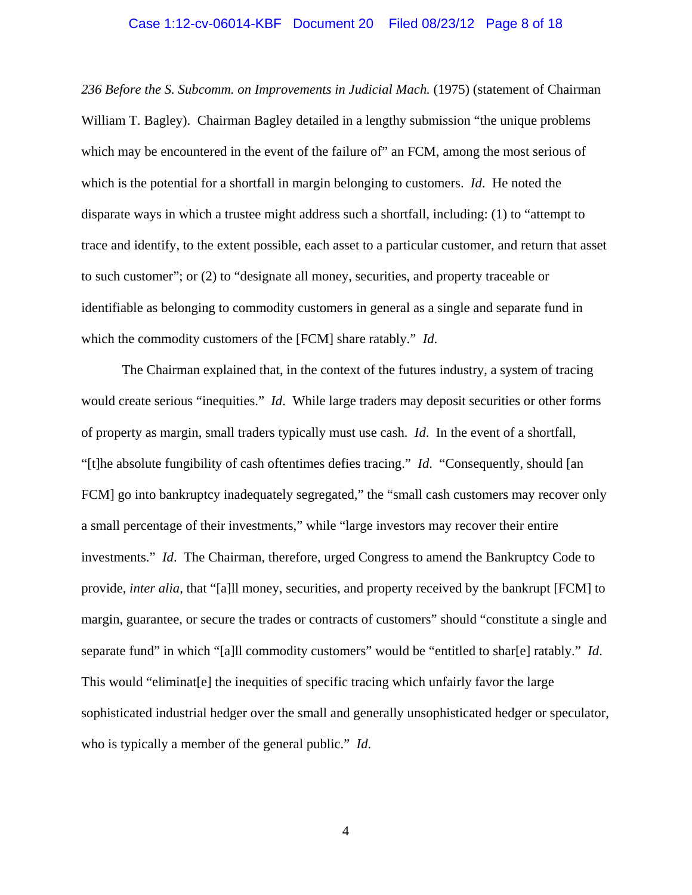*236 Before the S. Subcomm. on Improvements in Judicial Mach.* (1975) (statement of Chairman William T. Bagley). Chairman Bagley detailed in a lengthy submission "the unique problems which may be encountered in the event of the failure of" an FCM, among the most serious of which is the potential for a shortfall in margin belonging to customers. *Id*. He noted the disparate ways in which a trustee might address such a shortfall, including: (1) to "attempt to trace and identify, to the extent possible, each asset to a particular customer, and return that asset to such customer"; or (2) to "designate all money, securities, and property traceable or identifiable as belonging to commodity customers in general as a single and separate fund in which the commodity customers of the [FCM] share ratably." *Id*.

The Chairman explained that, in the context of the futures industry, a system of tracing would create serious "inequities." *Id*. While large traders may deposit securities or other forms of property as margin, small traders typically must use cash. *Id*. In the event of a shortfall, "[t]he absolute fungibility of cash oftentimes defies tracing." *Id*. "Consequently, should [an FCM] go into bankruptcy inadequately segregated," the "small cash customers may recover only a small percentage of their investments," while "large investors may recover their entire investments." *Id*. The Chairman, therefore, urged Congress to amend the Bankruptcy Code to provide, *inter alia*, that "[a]ll money, securities, and property received by the bankrupt [FCM] to margin, guarantee, or secure the trades or contracts of customers" should "constitute a single and separate fund" in which "[a]ll commodity customers" would be "entitled to shar[e] ratably." *Id*. This would "eliminat[e] the inequities of specific tracing which unfairly favor the large sophisticated industrial hedger over the small and generally unsophisticated hedger or speculator, who is typically a member of the general public." *Id*.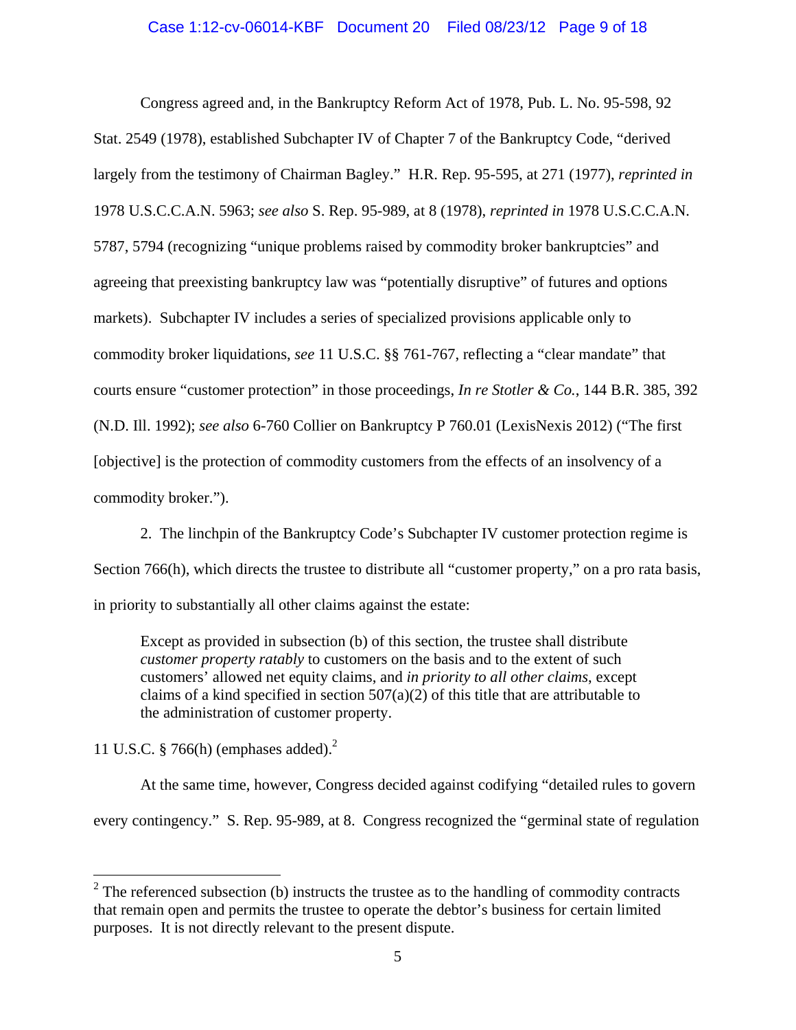Congress agreed and, in the Bankruptcy Reform Act of 1978, Pub. L. No. 95-598, 92 Stat. 2549 (1978), established Subchapter IV of Chapter 7 of the Bankruptcy Code, "derived largely from the testimony of Chairman Bagley." H.R. Rep. 95-595, at 271 (1977), *reprinted in* 1978 U.S.C.C.A.N. 5963; *see also* S. Rep. 95-989, at 8 (1978), *reprinted in* 1978 U.S.C.C.A.N. 5787, 5794 (recognizing "unique problems raised by commodity broker bankruptcies" and agreeing that preexisting bankruptcy law was "potentially disruptive" of futures and options markets). Subchapter IV includes a series of specialized provisions applicable only to commodity broker liquidations, *see* 11 U.S.C. §§ 761-767, reflecting a "clear mandate" that courts ensure "customer protection" in those proceedings, *In re Stotler & Co.*, 144 B.R. 385, 392 (N.D. Ill. 1992); *see also* 6-760 Collier on Bankruptcy P 760.01 (LexisNexis 2012) ("The first [objective] is the protection of commodity customers from the effects of an insolvency of a commodity broker.").

2. The linchpin of the Bankruptcy Code's Subchapter IV customer protection regime is Section 766(h), which directs the trustee to distribute all "customer property," on a pro rata basis, in priority to substantially all other claims against the estate:

> Except as provided in subsection (b) of this section, the trustee shall distribute *customer property ratably* to customers on the basis and to the extent of such customers' allowed net equity claims, and *in priority to all other claims*, except claims of a kind specified in section 507(a)(2) of this title that are attributable to the administration of customer property.

11 U.S.C. § 766(h) (emphases added).[2]

At the same time, however, Congress decided against codifying "detailed rules to govern every contingency." S. Rep. 95-989, at 8. Congress recognized the "germinal state of regulation

[2] The referenced subsection (b) instructs the trustee as to the handling of commodity contracts that remain open and permits the trustee to operate the debtor's business for certain limited purposes. It is not directly relevant to the present dispute.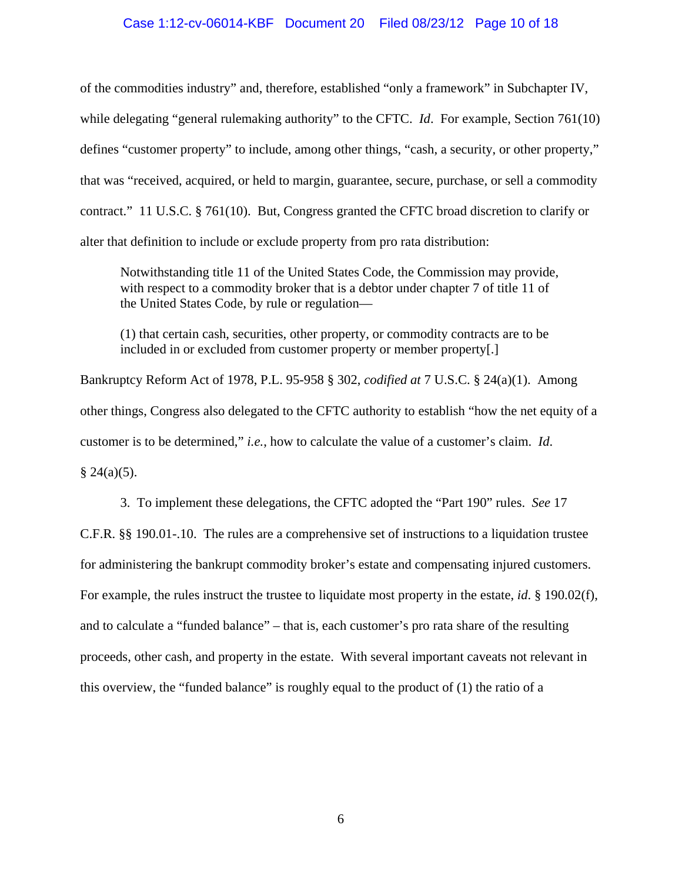of the commodities industry" and, therefore, established "only a framework" in Subchapter IV, while delegating "general rulemaking authority" to the CFTC. *Id*. For example, Section 761(10) defines "customer property" to include, among other things, "cash, a security, or other property," that was "received, acquired, or held to margin, guarantee, secure, purchase, or sell a commodity contract." 11 U.S.C. § 761(10). But, Congress granted the CFTC broad discretion to clarify or alter that definition to include or exclude property from pro rata distribution:

> Notwithstanding title 11 of the United States Code, the Commission may provide, with respect to a commodity broker that is a debtor under chapter 7 of title 11 of the United States Code, by rule or regulation—
>
> (1) that certain cash, securities, other property, or commodity contracts are to be included in or excluded from customer property or member property[.]

Bankruptcy Reform Act of 1978, P.L. 95-958 § 302, *codified at* 7 U.S.C. § 24(a)(1). Among other things, Congress also delegated to the CFTC authority to establish "how the net equity of a customer is to be determined," *i.e.*, how to calculate the value of a customer's claim. *Id*. § 24(a)(5).

3. To implement these delegations, the CFTC adopted the "Part 190" rules. *See* 17 C.F.R. §§ 190.01-.10. The rules are a comprehensive set of instructions to a liquidation trustee for administering the bankrupt commodity broker's estate and compensating injured customers. For example, the rules instruct the trustee to liquidate most property in the estate, *id*. § 190.02(f), and to calculate a "funded balance" – that is, each customer's pro rata share of the resulting proceeds, other cash, and property in the estate. With several important caveats not relevant in this overview, the "funded balance" is roughly equal to the product of (1) the ratio of a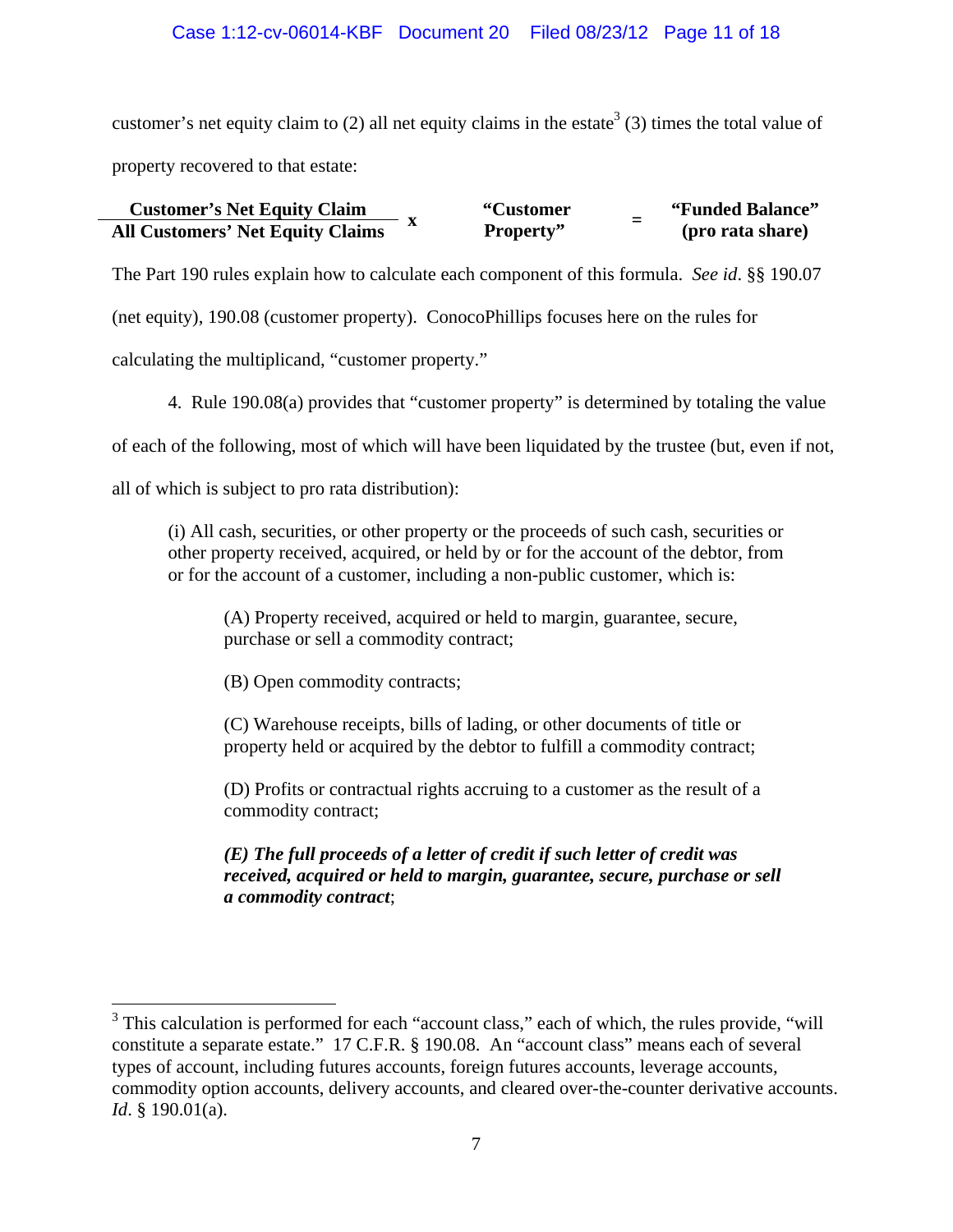customer's net equity claim to (2) all net equity claims in the estate[3] (3) times the total value of property recovered to that estate:

$$\frac{\textbf{Customer's Net Equity Claim}}{\textbf{All Customers' Net Equity Claims}} \times \textbf{"Customer Property"} = \textbf{"Funded Balance" (pro rata share)}$$

The Part 190 rules explain how to calculate each component of this formula. *See id*. §§ 190.07 (net equity), 190.08 (customer property). ConocoPhillips focuses here on the rules for calculating the multiplicand, "customer property."

4. Rule 190.08(a) provides that "customer property" is determined by totaling the value of each of the following, most of which will have been liquidated by the trustee (but, even if not, all of which is subject to pro rata distribution):

> (i) All cash, securities, or other property or the proceeds of such cash, securities or other property received, acquired, or held by or for the account of the debtor, from or for the account of a customer, including a non-public customer, which is:
>
> > (A) Property received, acquired or held to margin, guarantee, secure, purchase or sell a commodity contract;
> >
> > (B) Open commodity contracts;
> >
> > (C) Warehouse receipts, bills of lading, or other documents of title or property held or acquired by the debtor to fulfill a commodity contract;
> >
> > (D) Profits or contractual rights accruing to a customer as the result of a commodity contract;
> >
> > ***(E) The full proceeds of a letter of credit if such letter of credit was received, acquired or held to margin, guarantee, secure, purchase or sell a commodity contract***;

---

[3] This calculation is performed for each "account class," each of which, the rules provide, "will constitute a separate estate." 17 C.F.R. § 190.08. An "account class" means each of several types of account, including futures accounts, foreign futures accounts, leverage accounts, commodity option accounts, delivery accounts, and cleared over-the-counter derivative accounts. *Id*. § 190.01(a).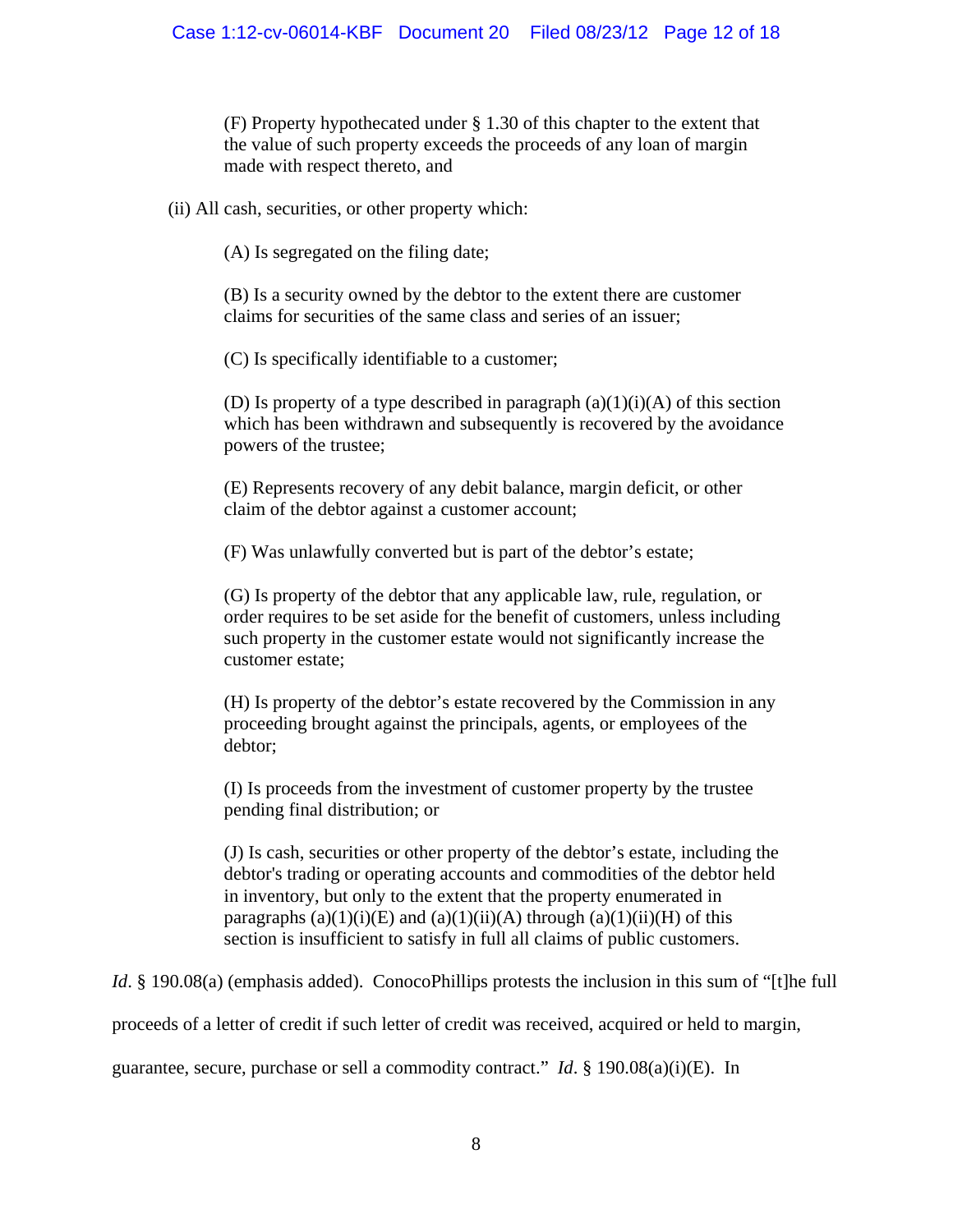(F) Property hypothecated under § 1.30 of this chapter to the extent that the value of such property exceeds the proceeds of any loan of margin made with respect thereto, and

(ii) All cash, securities, or other property which:

(A) Is segregated on the filing date;

(B) Is a security owned by the debtor to the extent there are customer claims for securities of the same class and series of an issuer;

(C) Is specifically identifiable to a customer;

(D) Is property of a type described in paragraph (a)(1)(i)(A) of this section which has been withdrawn and subsequently is recovered by the avoidance powers of the trustee;

(E) Represents recovery of any debit balance, margin deficit, or other claim of the debtor against a customer account;

(F) Was unlawfully converted but is part of the debtor's estate;

(G) Is property of the debtor that any applicable law, rule, regulation, or order requires to be set aside for the benefit of customers, unless including such property in the customer estate would not significantly increase the customer estate;

(H) Is property of the debtor's estate recovered by the Commission in any proceeding brought against the principals, agents, or employees of the debtor;

(I) Is proceeds from the investment of customer property by the trustee pending final distribution; or

(J) Is cash, securities or other property of the debtor's estate, including the debtor's trading or operating accounts and commodities of the debtor held in inventory, but only to the extent that the property enumerated in paragraphs (a)(1)(i)(E) and (a)(1)(ii)(A) through (a)(1)(ii)(H) of this section is insufficient to satisfy in full all claims of public customers.

*Id*. § 190.08(a) (emphasis added). ConocoPhillips protests the inclusion in this sum of "[t]he full proceeds of a letter of credit if such letter of credit was received, acquired or held to margin, guarantee, secure, purchase or sell a commodity contract." *Id*. § 190.08(a)(i)(E). In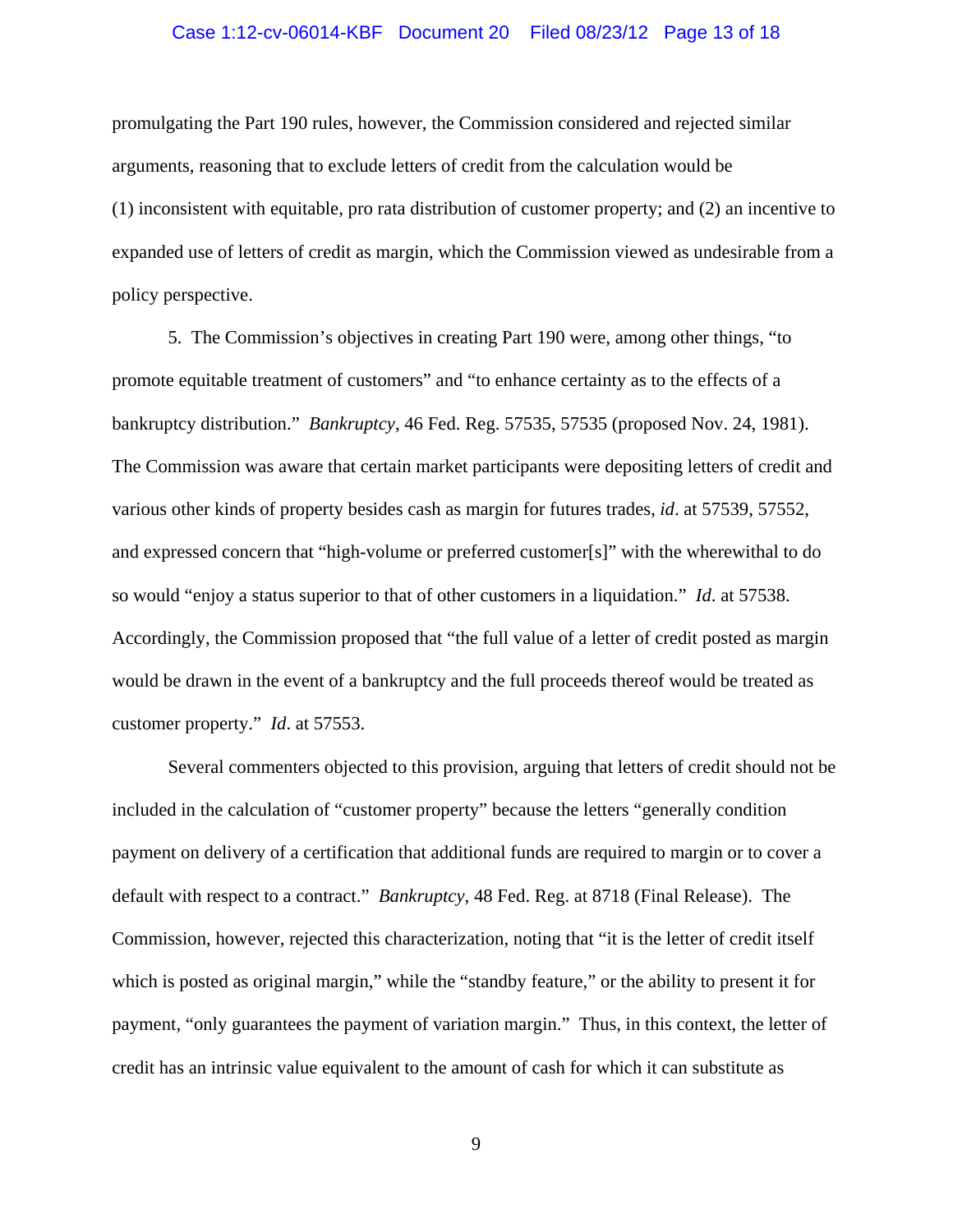promulgating the Part 190 rules, however, the Commission considered and rejected similar arguments, reasoning that to exclude letters of credit from the calculation would be (1) inconsistent with equitable, pro rata distribution of customer property; and (2) an incentive to expanded use of letters of credit as margin, which the Commission viewed as undesirable from a policy perspective.

5. The Commission's objectives in creating Part 190 were, among other things, "to promote equitable treatment of customers" and "to enhance certainty as to the effects of a bankruptcy distribution." *Bankruptcy*, 46 Fed. Reg. 57535, 57535 (proposed Nov. 24, 1981). The Commission was aware that certain market participants were depositing letters of credit and various other kinds of property besides cash as margin for futures trades, *id*. at 57539, 57552, and expressed concern that "high-volume or preferred customer[s]" with the wherewithal to do so would "enjoy a status superior to that of other customers in a liquidation." *Id*. at 57538. Accordingly, the Commission proposed that "the full value of a letter of credit posted as margin would be drawn in the event of a bankruptcy and the full proceeds thereof would be treated as customer property." *Id*. at 57553.

Several commenters objected to this provision, arguing that letters of credit should not be included in the calculation of "customer property" because the letters "generally condition payment on delivery of a certification that additional funds are required to margin or to cover a default with respect to a contract." *Bankruptcy*, 48 Fed. Reg. at 8718 (Final Release). The Commission, however, rejected this characterization, noting that "it is the letter of credit itself which is posted as original margin," while the "standby feature," or the ability to present it for payment, "only guarantees the payment of variation margin." Thus, in this context, the letter of credit has an intrinsic value equivalent to the amount of cash for which it can substitute as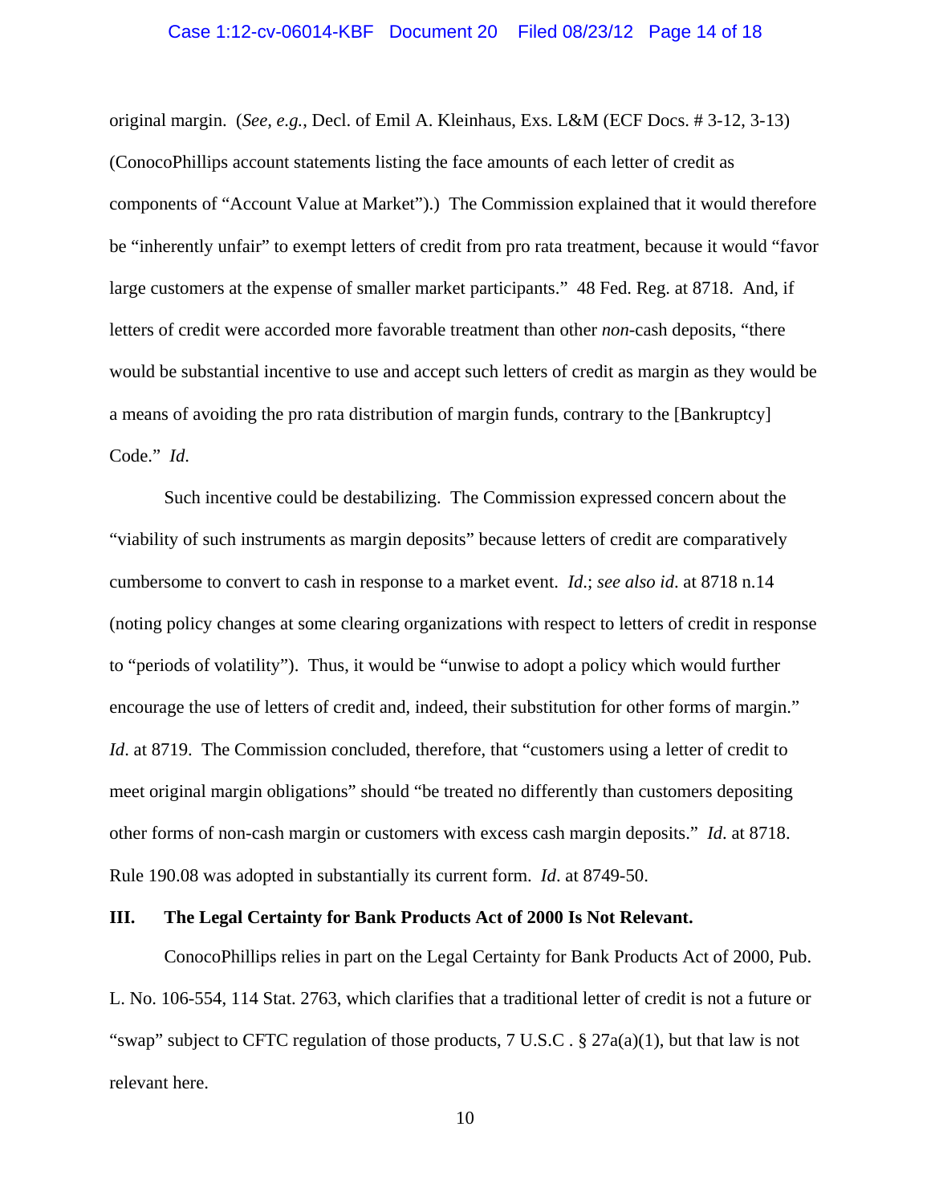original margin. (*See, e.g.*, Decl. of Emil A. Kleinhaus, Exs. L&M (ECF Docs. # 3-12, 3-13) (ConocoPhillips account statements listing the face amounts of each letter of credit as components of "Account Value at Market").) The Commission explained that it would therefore be "inherently unfair" to exempt letters of credit from pro rata treatment, because it would "favor large customers at the expense of smaller market participants." 48 Fed. Reg. at 8718. And, if letters of credit were accorded more favorable treatment than other *non*-cash deposits, "there would be substantial incentive to use and accept such letters of credit as margin as they would be a means of avoiding the pro rata distribution of margin funds, contrary to the [Bankruptcy] Code." *Id*.

Such incentive could be destabilizing. The Commission expressed concern about the "viability of such instruments as margin deposits" because letters of credit are comparatively cumbersome to convert to cash in response to a market event. *Id*.; *see also id*. at 8718 n.14 (noting policy changes at some clearing organizations with respect to letters of credit in response to "periods of volatility"). Thus, it would be "unwise to adopt a policy which would further encourage the use of letters of credit and, indeed, their substitution for other forms of margin." *Id*. at 8719. The Commission concluded, therefore, that "customers using a letter of credit to meet original margin obligations" should "be treated no differently than customers depositing other forms of non-cash margin or customers with excess cash margin deposits." *Id*. at 8718. Rule 190.08 was adopted in substantially its current form. *Id*. at 8749-50.

## III. The Legal Certainty for Bank Products Act of 2000 Is Not Relevant.

ConocoPhillips relies in part on the Legal Certainty for Bank Products Act of 2000, Pub. L. No. 106-554, 114 Stat. 2763, which clarifies that a traditional letter of credit is not a future or "swap" subject to CFTC regulation of those products, 7 U.S.C . § 27a(a)(1), but that law is not relevant here.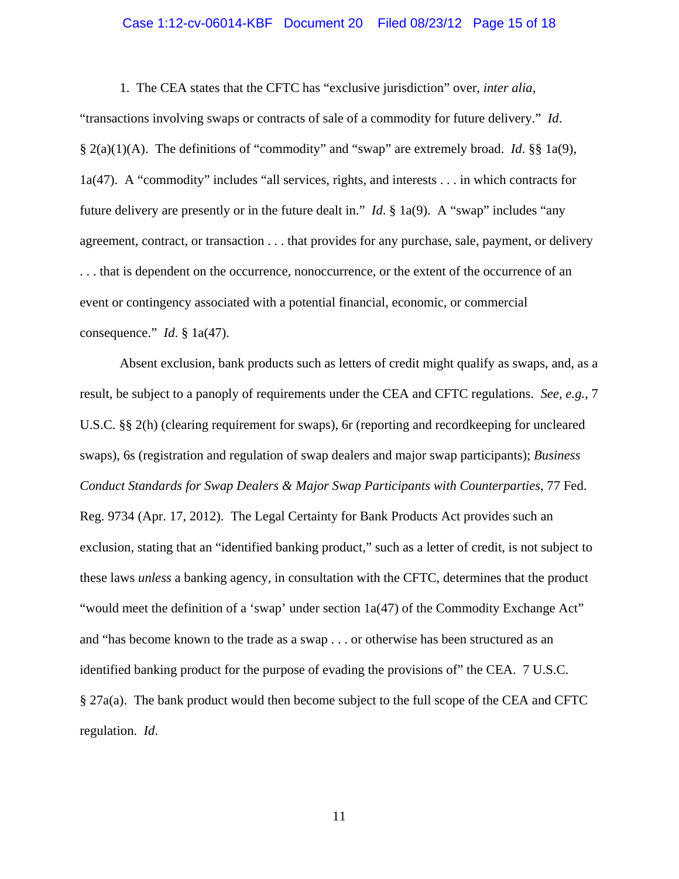1. The CEA states that the CFTC has "exclusive jurisdiction" over, *inter alia*, "transactions involving swaps or contracts of sale of a commodity for future delivery." *Id*. § 2(a)(1)(A). The definitions of "commodity" and "swap" are extremely broad. *Id*. §§ 1a(9), 1a(47). A "commodity" includes "all services, rights, and interests . . . in which contracts for future delivery are presently or in the future dealt in." *Id*. § 1a(9). A "swap" includes "any agreement, contract, or transaction . . . that provides for any purchase, sale, payment, or delivery . . . that is dependent on the occurrence, nonoccurrence, or the extent of the occurrence of an event or contingency associated with a potential financial, economic, or commercial consequence." *Id*. § 1a(47).

Absent exclusion, bank products such as letters of credit might qualify as swaps, and, as a result, be subject to a panoply of requirements under the CEA and CFTC regulations. *See, e.g.*, 7 U.S.C. §§ 2(h) (clearing requirement for swaps), 6r (reporting and recordkeeping for uncleared swaps), 6s (registration and regulation of swap dealers and major swap participants); *Business Conduct Standards for Swap Dealers & Major Swap Participants with Counterparties*, 77 Fed. Reg. 9734 (Apr. 17, 2012). The Legal Certainty for Bank Products Act provides such an exclusion, stating that an "identified banking product," such as a letter of credit, is not subject to these laws *unless* a banking agency, in consultation with the CFTC, determines that the product "would meet the definition of a 'swap' under section 1a(47) of the Commodity Exchange Act" and "has become known to the trade as a swap . . . or otherwise has been structured as an identified banking product for the purpose of evading the provisions of" the CEA. 7 U.S.C. § 27a(a). The bank product would then become subject to the full scope of the CEA and CFTC regulation. *Id*.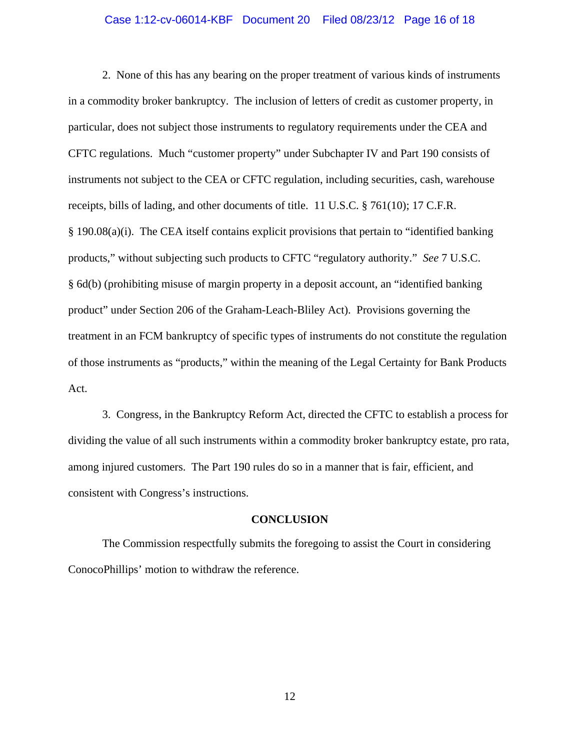2. None of this has any bearing on the proper treatment of various kinds of instruments in a commodity broker bankruptcy. The inclusion of letters of credit as customer property, in particular, does not subject those instruments to regulatory requirements under the CEA and CFTC regulations. Much "customer property" under Subchapter IV and Part 190 consists of instruments not subject to the CEA or CFTC regulation, including securities, cash, warehouse receipts, bills of lading, and other documents of title. 11 U.S.C. § 761(10); 17 C.F.R. § 190.08(a)(i). The CEA itself contains explicit provisions that pertain to "identified banking products," without subjecting such products to CFTC "regulatory authority." *See* 7 U.S.C. § 6d(b) (prohibiting misuse of margin property in a deposit account, an "identified banking product" under Section 206 of the Graham-Leach-Bliley Act). Provisions governing the treatment in an FCM bankruptcy of specific types of instruments do not constitute the regulation of those instruments as "products," within the meaning of the Legal Certainty for Bank Products Act.

3. Congress, in the Bankruptcy Reform Act, directed the CFTC to establish a process for dividing the value of all such instruments within a commodity broker bankruptcy estate, pro rata, among injured customers. The Part 190 rules do so in a manner that is fair, efficient, and consistent with Congress's instructions.

## CONCLUSION

The Commission respectfully submits the foregoing to assist the Court in considering ConocoPhillips' motion to withdraw the reference.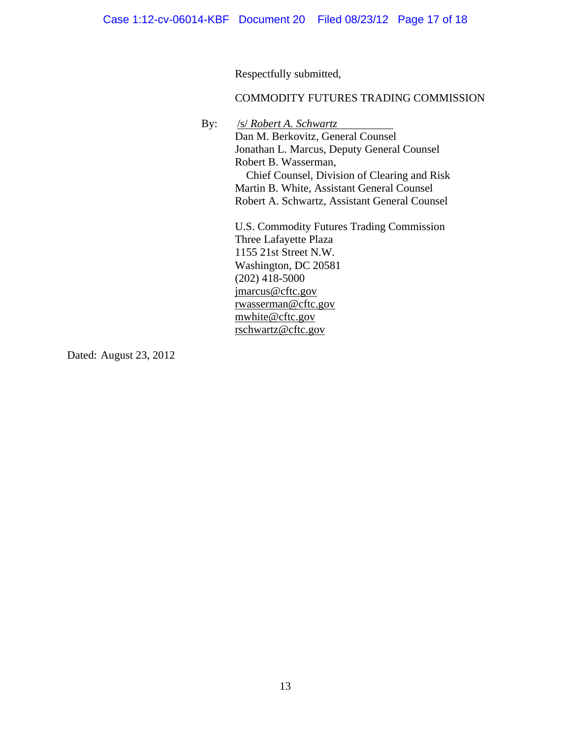Respectfully submitted,

COMMODITY FUTURES TRADING COMMISSION

By: /s/ *Robert A. Schwartz*
Dan M. Berkovitz, General Counsel
Jonathan L. Marcus, Deputy General Counsel
Robert B. Wasserman,
Chief Counsel, Division of Clearing and Risk
Martin B. White, Assistant General Counsel
Robert A. Schwartz, Assistant General Counsel

U.S. Commodity Futures Trading Commission
Three Lafayette Plaza
1155 21st Street N.W.
Washington, DC 20581
(202) 418-5000
jmarcus@cftc.gov
rwasserman@cftc.gov
mwhite@cftc.gov
rschwartz@cftc.gov

Dated: August 23, 2012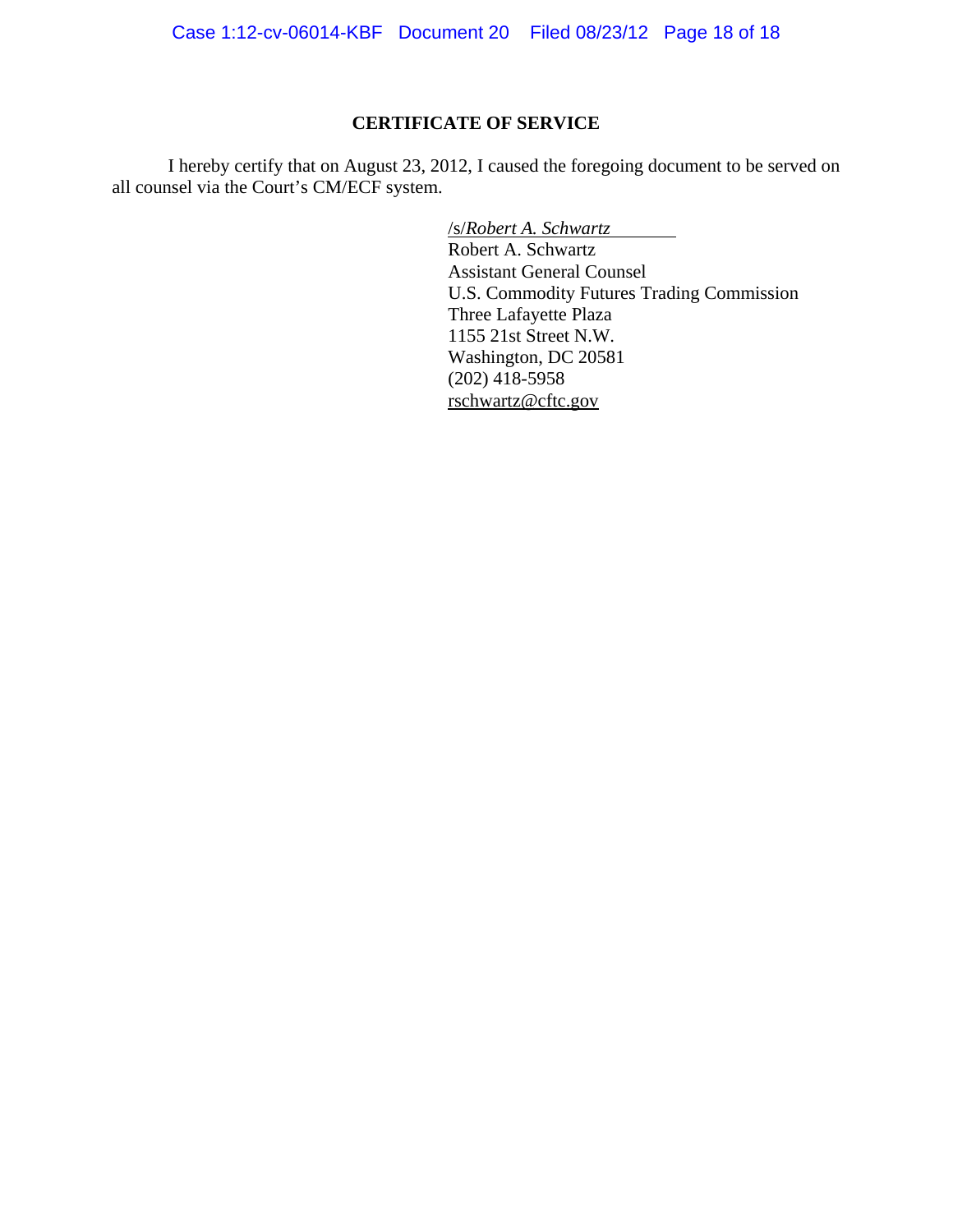## CERTIFICATE OF SERVICE

I hereby certify that on August 23, 2012, I caused the foregoing document to be served on all counsel via the Court's CM/ECF system.

/s/*Robert A. Schwartz*
Robert A. Schwartz
Assistant General Counsel
U.S. Commodity Futures Trading Commission
Three Lafayette Plaza
1155 21st Street N.W.
Washington, DC 20581
(202) 418-5958
rschwartz@cftc.gov